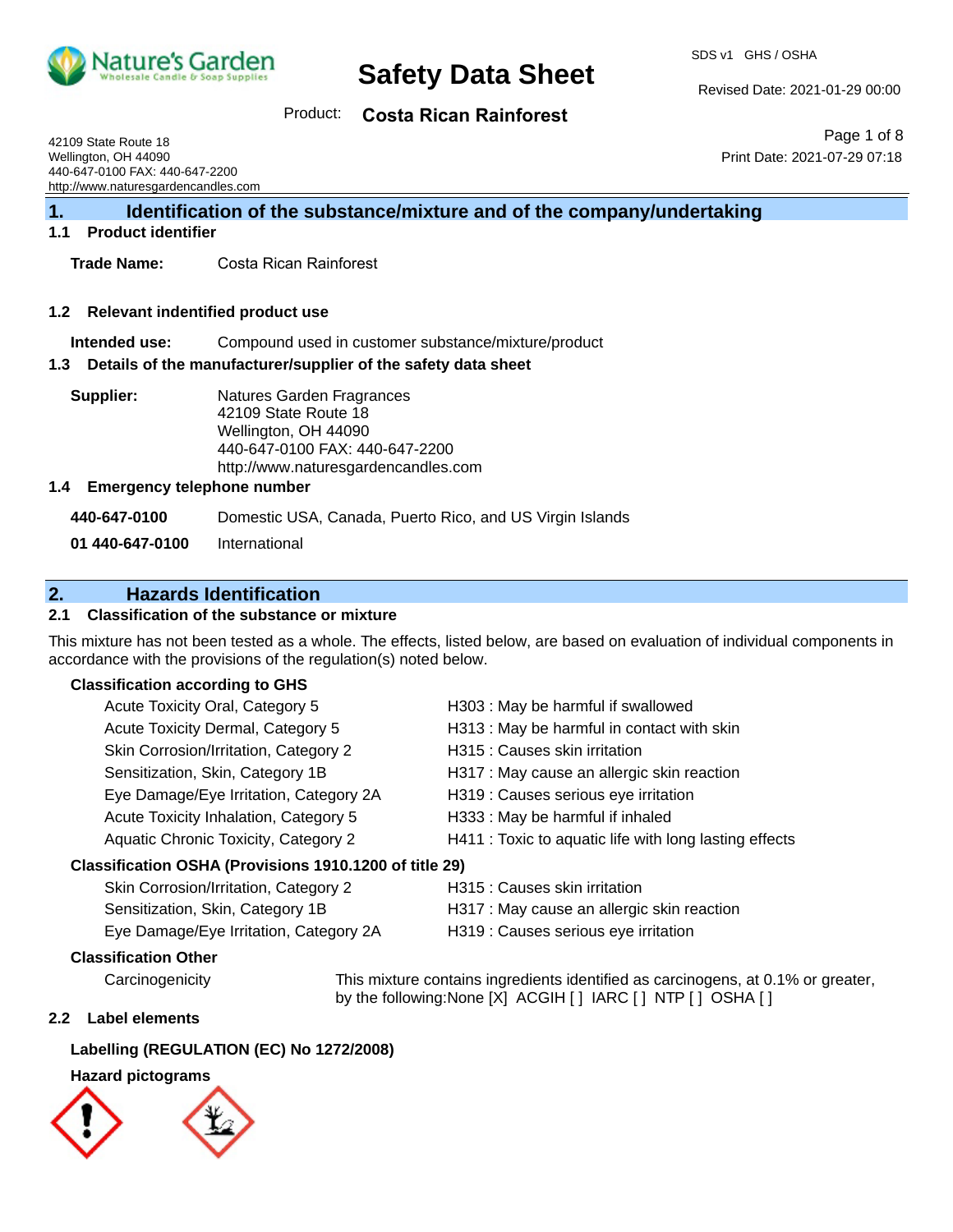Nature's Garden
Wholesale Candle & Soap Supplies

# Safety Data Sheet

SDS v1 GHS / OSHA

Revised Date: 2021-01-29 00:00

Product: **Costa Rican Rainforest**

Print Date: 2021-07-29 07:18

42109 State Route 18
Wellington, OH 44090
440-647-0100 FAX: 440-647-2200
http://www.naturesgardencandles.com

## 1. Identification of the substance/mixture and of the company/undertaking

### 1.1 Product identifier

**Trade Name:** Costa Rican Rainforest

### 1.2 Relevant identified product use

**Intended use:** Compound used in customer substance/mixture/product

### 1.3 Details of the manufacturer/supplier of the safety data sheet

**Supplier:** Natures Garden Fragrances
42109 State Route 18
Wellington, OH 44090
440-647-0100 FAX: 440-647-2200
http://www.naturesgardencandles.com

### 1.4 Emergency telephone number

**440-647-0100** Domestic USA, Canada, Puerto Rico, and US Virgin Islands

**01 440-647-0100** International

## 2. Hazards Identification

### 2.1 Classification of the substance or mixture

This mixture has not been tested as a whole. The effects, listed below, are based on evaluation of individual components in accordance with the provisions of the regulation(s) noted below.

**Classification according to GHS**

| | |
|---|---|
| Acute Toxicity Oral, Category 5 | H303 : May be harmful if swallowed |
| Acute Toxicity Dermal, Category 5 | H313 : May be harmful in contact with skin |
| Skin Corrosion/Irritation, Category 2 | H315 : Causes skin irritation |
| Sensitization, Skin, Category 1B | H317 : May cause an allergic skin reaction |
| Eye Damage/Eye Irritation, Category 2A | H319 : Causes serious eye irritation |
| Acute Toxicity Inhalation, Category 5 | H333 : May be harmful if inhaled |
| Aquatic Chronic Toxicity, Category 2 | H411 : Toxic to aquatic life with long lasting effects |

**Classification OSHA (Provisions 1910.1200 of title 29)**

| | |
|---|---|
| Skin Corrosion/Irritation, Category 2 | H315 : Causes skin irritation |
| Sensitization, Skin, Category 1B | H317 : May cause an allergic skin reaction |
| Eye Damage/Eye Irritation, Category 2A | H319 : Causes serious eye irritation |

**Classification Other**

Carcinogenicity — This mixture contains ingredients identified as carcinogens, at 0.1% or greater, by the following:None [X] ACGIH [ ] IARC [ ] NTP [ ] OSHA [ ]

### 2.2 Label elements

**Labelling (REGULATION (EC) No 1272/2008)**

**Hazard pictograms**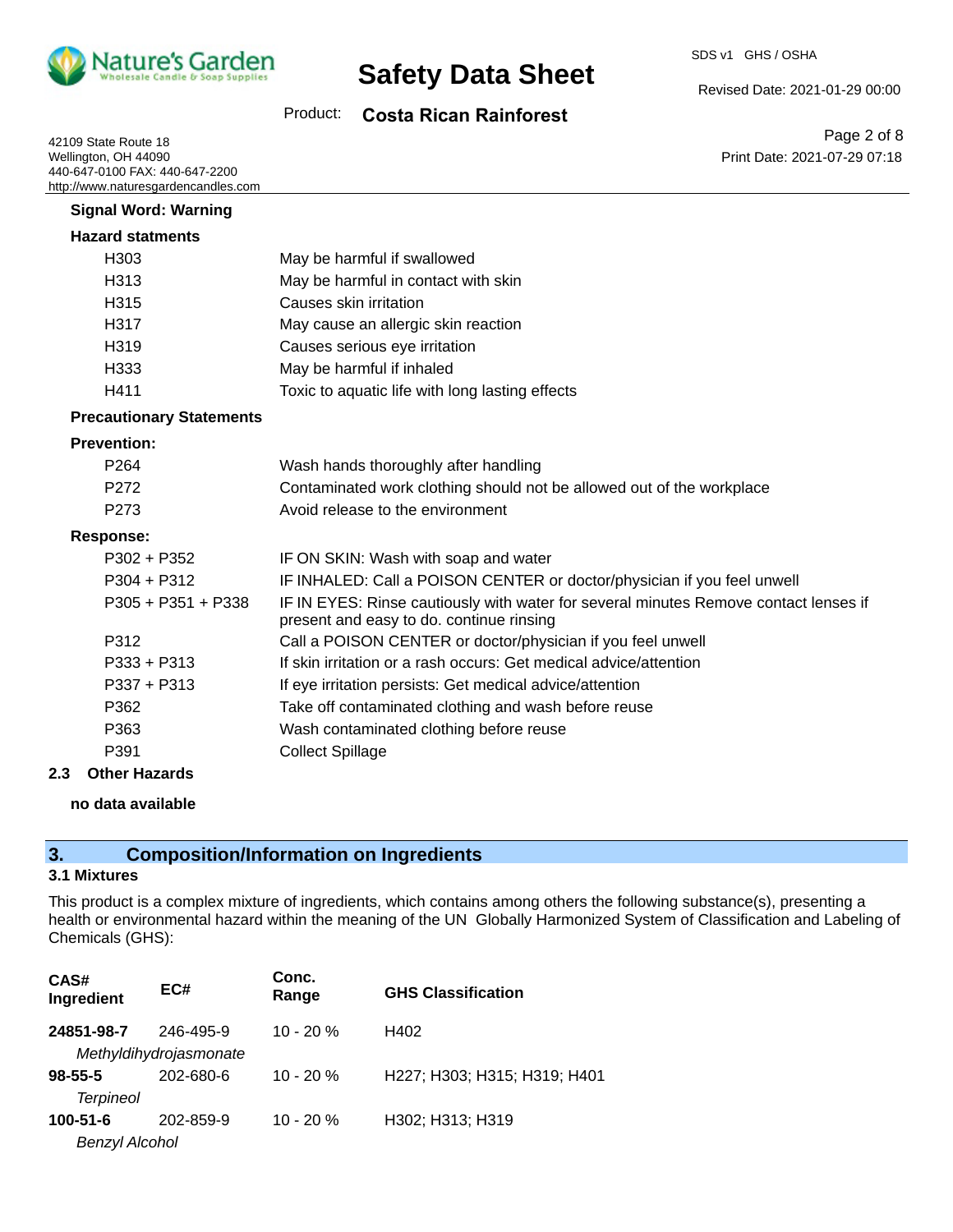**Signal Word: Warning**

**Hazard statments**

| | |
|---|---|
| H303 | May be harmful if swallowed |
| H313 | May be harmful in contact with skin |
| H315 | Causes skin irritation |
| H317 | May cause an allergic skin reaction |
| H319 | Causes serious eye irritation |
| H333 | May be harmful if inhaled |
| H411 | Toxic to aquatic life with long lasting effects |

**Precautionary Statements**

**Prevention:**

| | |
|---|---|
| P264 | Wash hands thoroughly after handling |
| P272 | Contaminated work clothing should not be allowed out of the workplace |
| P273 | Avoid release to the environment |

**Response:**

| | |
|---|---|
| P302 + P352 | IF ON SKIN: Wash with soap and water |
| P304 + P312 | IF INHALED: Call a POISON CENTER or doctor/physician if you feel unwell |
| P305 + P351 + P338 | IF IN EYES: Rinse cautiously with water for several minutes Remove contact lenses if present and easy to do. continue rinsing |
| P312 | Call a POISON CENTER or doctor/physician if you feel unwell |
| P333 + P313 | If skin irritation or a rash occurs: Get medical advice/attention |
| P337 + P313 | If eye irritation persists: Get medical advice/attention |
| P362 | Take off contaminated clothing and wash before reuse |
| P363 | Wash contaminated clothing before reuse |
| P391 | Collect Spillage |

**2.3 Other Hazards**

**no data available**

## 3. Composition/Information on Ingredients

### 3.1 Mixtures

This product is a complex mixture of ingredients, which contains among others the following substance(s), presenting a health or environmental hazard within the meaning of the UN Globally Harmonized System of Classification and Labeling of Chemicals (GHS):

| CAS# Ingredient | EC# | Conc. Range | GHS Classification |
|---|---|---|---|
| **24851-98-7** *Methyldihydrojasmonate* | 246-495-9 | 10 - 20 % | H402 |
| **98-55-5** *Terpineol* | 202-680-6 | 10 - 20 % | H227; H303; H315; H319; H401 |
| **100-51-6** *Benzyl Alcohol* | 202-859-9 | 10 - 20 % | H302; H313; H319 |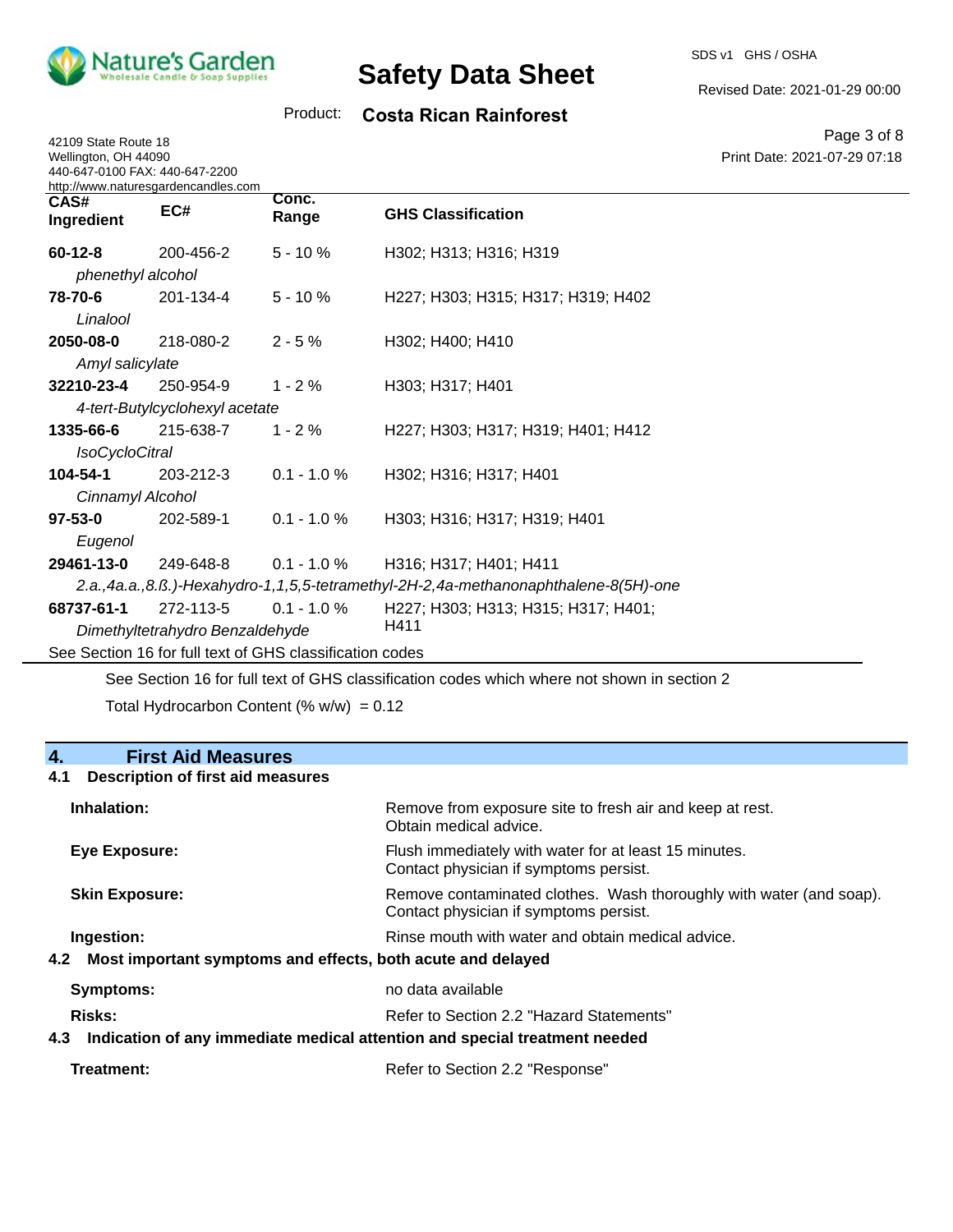| CAS# Ingredient | EC# | Conc. Range | GHS Classification |
|---|---|---|---|
| **60-12-8** *phenethyl alcohol* | 200-456-2 | 5 - 10 % | H302; H313; H316; H319 |
| **78-70-6** *Linalool* | 201-134-4 | 5 - 10 % | H227; H303; H315; H317; H319; H402 |
| **2050-08-0** *Amyl salicylate* | 218-080-2 | 2 - 5 % | H302; H400; H410 |
| **32210-23-4** *4-tert-Butylcyclohexyl acetate* | 250-954-9 | 1 - 2 % | H303; H317; H401 |
| **1335-66-6** *IsoCycloCitral* | 215-638-7 | 1 - 2 % | H227; H303; H317; H319; H401; H412 |
| **104-54-1** *Cinnamyl Alcohol* | 203-212-3 | 0.1 - 1.0 % | H302; H316; H317; H401 |
| **97-53-0** *Eugenol* | 202-589-1 | 0.1 - 1.0 % | H303; H316; H317; H319; H401 |
| **29461-13-0** *2.a.,4a.a.,8.ß.)-Hexahydro-1,1,5,5-tetramethyl-2H-2,4a-methanonaphthalene-8(5H)-one* | 249-648-8 | 0.1 - 1.0 % | H316; H317; H401; H411 |
| **68737-61-1** *Dimethyltetrahydro Benzaldehyde* | 272-113-5 | 0.1 - 1.0 % | H227; H303; H313; H315; H317; H401; H411 |

See Section 16 for full text of GHS classification codes

See Section 16 for full text of GHS classification codes which where not shown in section 2

Total Hydrocarbon Content (% w/w) = 0.12

## 4. First Aid Measures

### 4.1 Description of first aid measures

**Inhalation:** Remove from exposure site to fresh air and keep at rest. Obtain medical advice.

**Eye Exposure:** Flush immediately with water for at least 15 minutes. Contact physician if symptoms persist.

**Skin Exposure:** Remove contaminated clothes. Wash thoroughly with water (and soap). Contact physician if symptoms persist.

**Ingestion:** Rinse mouth with water and obtain medical advice.

### 4.2 Most important symptoms and effects, both acute and delayed

**Symptoms:** no data available

**Risks:** Refer to Section 2.2 "Hazard Statements"

### 4.3 Indication of any immediate medical attention and special treatment needed

**Treatment:** Refer to Section 2.2 "Response"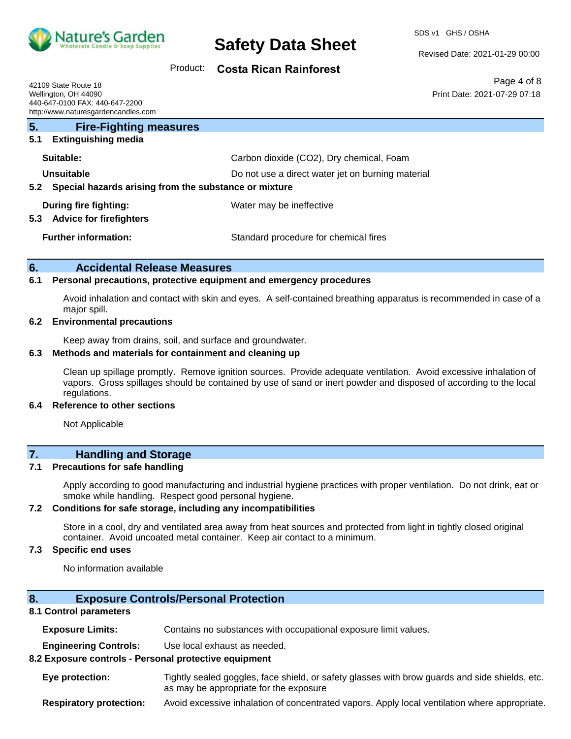## 5. Fire-Fighting measures

### 5.1 Extinguishing media

| | |
|---|---|
| **Suitable:** | Carbon dioxide ($CO_2$), Dry chemical, Foam |
| **Unsuitable** | Do not use a direct water jet on burning material |

### 5.2 Special hazards arising from the substance or mixture

| | |
|---|---|
| **During fire fighting:** | Water may be ineffective |

### 5.3 Advice for firefighters

| | |
|---|---|
| **Further information:** | Standard procedure for chemical fires |

## 6. Accidental Release Measures

### 6.1 Personal precautions, protective equipment and emergency procedures

Avoid inhalation and contact with skin and eyes. A self-contained breathing apparatus is recommended in case of a major spill.

### 6.2 Environmental precautions

Keep away from drains, soil, and surface and groundwater.

### 6.3 Methods and materials for containment and cleaning up

Clean up spillage promptly. Remove ignition sources. Provide adequate ventilation. Avoid excessive inhalation of vapors. Gross spillages should be contained by use of sand or inert powder and disposed of according to the local regulations.

### 6.4 Reference to other sections

Not Applicable

## 7. Handling and Storage

### 7.1 Precautions for safe handling

Apply according to good manufacturing and industrial hygiene practices with proper ventilation. Do not drink, eat or smoke while handling. Respect good personal hygiene.

### 7.2 Conditions for safe storage, including any incompatibilities

Store in a cool, dry and ventilated area away from heat sources and protected from light in tightly closed original container. Avoid uncoated metal container. Keep air contact to a minimum.

### 7.3 Specific end uses

No information available

## 8. Exposure Controls/Personal Protection

### 8.1 Control parameters

| | |
|---|---|
| **Exposure Limits:** | Contains no substances with occupational exposure limit values. |
| **Engineering Controls:** | Use local exhaust as needed. |

### 8.2 Exposure controls - Personal protective equipment

| | |
|---|---|
| **Eye protection:** | Tightly sealed goggles, face shield, or safety glasses with brow guards and side shields, etc. as may be appropriate for the exposure |
| **Respiratory protection:** | Avoid excessive inhalation of concentrated vapors. Apply local ventilation where appropriate. |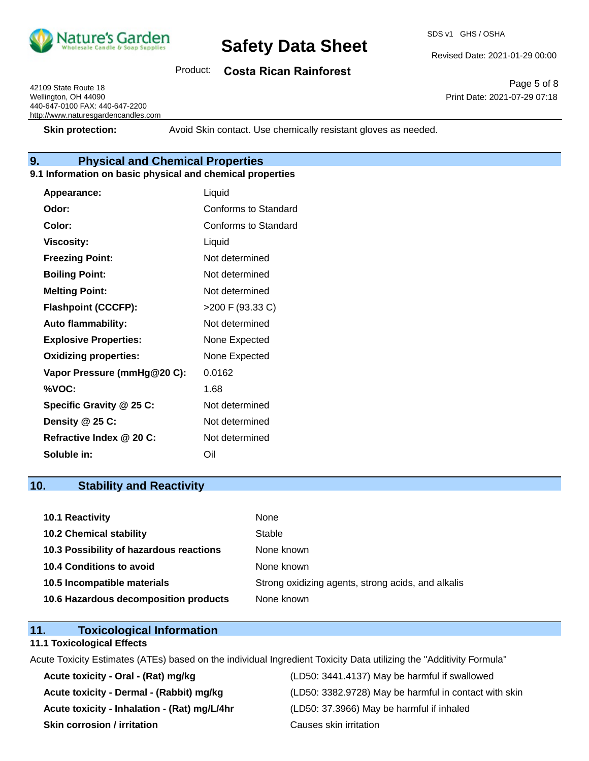**Skin protection:** Avoid Skin contact. Use chemically resistant gloves as needed.

## 9. Physical and Chemical Properties

### 9.1 Information on basic physical and chemical properties

| | |
|---|---|
| **Appearance:** | Liquid |
| **Odor:** | Conforms to Standard |
| **Color:** | Conforms to Standard |
| **Viscosity:** | Liquid |
| **Freezing Point:** | Not determined |
| **Boiling Point:** | Not determined |
| **Melting Point:** | Not determined |
| **Flashpoint (CCCFP):** | >200 F (93.33 C) |
| **Auto flammability:** | Not determined |
| **Explosive Properties:** | None Expected |
| **Oxidizing properties:** | None Expected |
| **Vapor Pressure (mmHg@20 C):** | 0.0162 |
| **%VOC:** | 1.68 |
| **Specific Gravity @ 25 C:** | Not determined |
| **Density @ 25 C:** | Not determined |
| **Refractive Index @ 20 C:** | Not determined |
| **Soluble in:** | Oil |

## 10. Stability and Reactivity

| | |
|---|---|
| **10.1 Reactivity** | None |
| **10.2 Chemical stability** | Stable |
| **10.3 Possibility of hazardous reactions** | None known |
| **10.4 Conditions to avoid** | None known |
| **10.5 Incompatible materials** | Strong oxidizing agents, strong acids, and alkalis |
| **10.6 Hazardous decomposition products** | None known |

## 11. Toxicological Information

### 11.1 Toxicological Effects

Acute Toxicity Estimates (ATEs) based on the individual Ingredient Toxicity Data utilizing the "Additivity Formula"

| | |
|---|---|
| **Acute toxicity - Oral - (Rat) mg/kg** | (LD50: 3441.4137) May be harmful if swallowed |
| **Acute toxicity - Dermal - (Rabbit) mg/kg** | (LD50: 3382.9728) May be harmful in contact with skin |
| **Acute toxicity - Inhalation - (Rat) mg/L/4hr** | (LD50: 37.3966) May be harmful if inhaled |
| **Skin corrosion / irritation** | Causes skin irritation |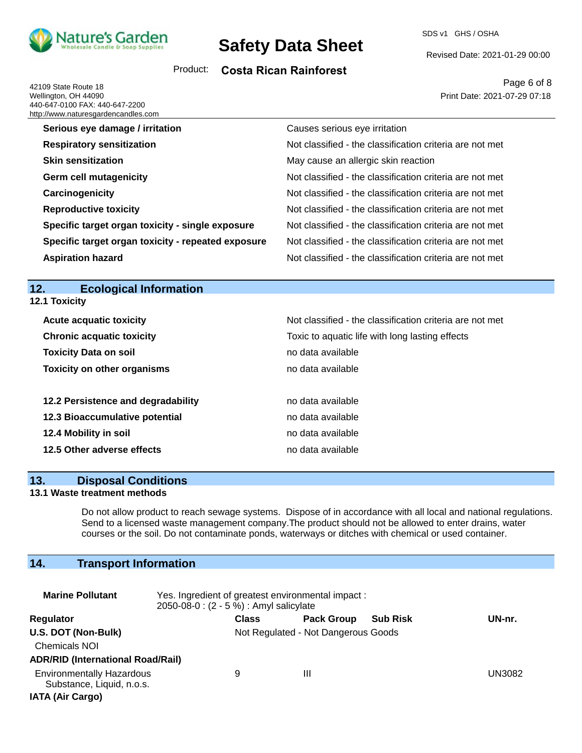| | |
|---|---|
| **Serious eye damage / irritation** | Causes serious eye irritation |
| **Respiratory sensitization** | Not classified - the classification criteria are not met |
| **Skin sensitization** | May cause an allergic skin reaction |
| **Germ cell mutagenicity** | Not classified - the classification criteria are not met |
| **Carcinogenicity** | Not classified - the classification criteria are not met |
| **Reproductive toxicity** | Not classified - the classification criteria are not met |
| **Specific target organ toxicity - single exposure** | Not classified - the classification criteria are not met |
| **Specific target organ toxicity - repeated exposure** | Not classified - the classification criteria are not met |
| **Aspiration hazard** | Not classified - the classification criteria are not met |

## 12. Ecological Information

### 12.1 Toxicity

| | |
|---|---|
| **Acute acquatic toxicity** | Not classified - the classification criteria are not met |
| **Chronic acquatic toxicity** | Toxic to aquatic life with long lasting effects |
| **Toxicity Data on soil** | no data available |
| **Toxicity on other organisms** | no data available |

| | |
|---|---|
| **12.2 Persistence and degradability** | no data available |
| **12.3 Bioaccumulative potential** | no data available |
| **12.4 Mobility in soil** | no data available |
| **12.5 Other adverse effects** | no data available |

## 13. Disposal Conditions

### 13.1 Waste treatment methods

Do not allow product to reach sewage systems. Dispose of in accordance with all local and national regulations. Send to a licensed waste management company.The product should not be allowed to enter drains, water courses or the soil. Do not contaminate ponds, waterways or ditches with chemical or used container.

## 14. Transport Information

**Marine Pollutant** Yes. Ingredient of greatest environmental impact :
2050-08-0 : (2 - 5 %) : Amyl salicylate

| Regulator | Class | Pack Group | Sub Risk | UN-nr. |
|---|---|---|---|---|
| **U.S. DOT (Non-Bulk)** | Not Regulated - Not Dangerous Goods | | | |
| Chemicals NOI | | | | |
| **ADR/RID (International Road/Rail)** | | | | |
| Environmentally Hazardous Substance, Liquid, n.o.s. | 9 | III | | UN3082 |
| **IATA (Air Cargo)** | | | | |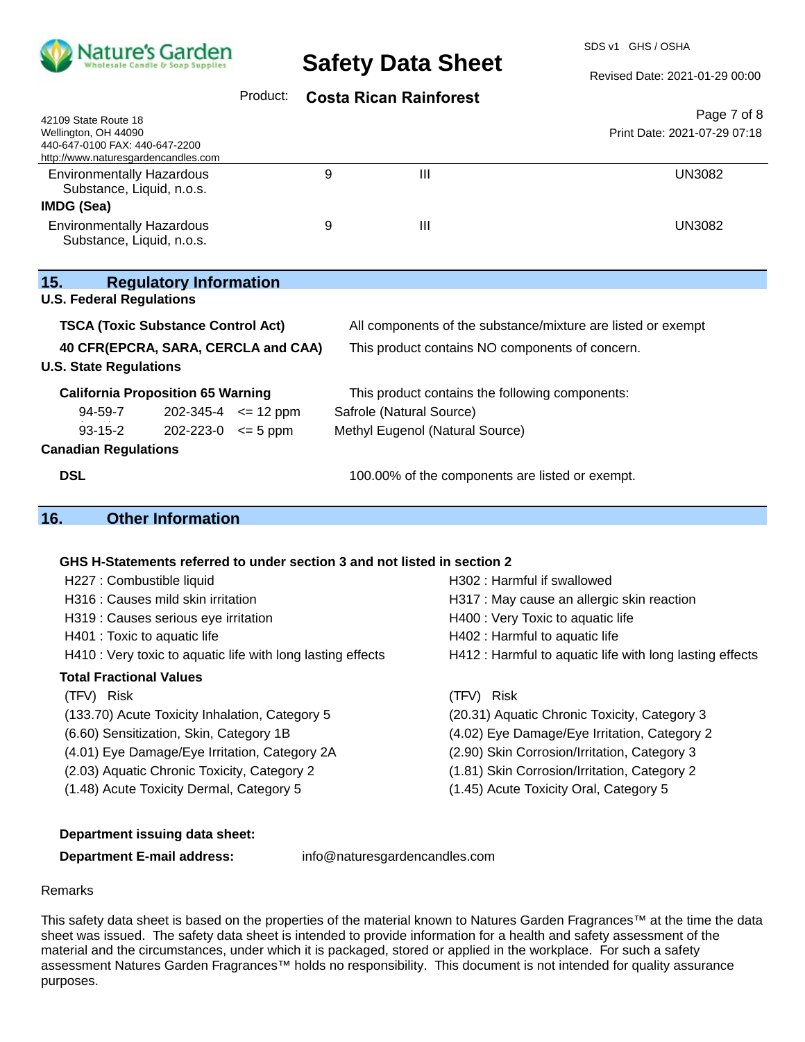| | | | |
|---|---|---|---|
| Environmentally Hazardous Substance, Liquid, n.o.s. | 9 | III | UN3082 |

**IMDG (Sea)**

| | | | |
|---|---|---|---|
| Environmentally Hazardous Substance, Liquid, n.o.s. | 9 | III | UN3082 |

## 15. Regulatory Information

**U.S. Federal Regulations**

| | |
|---|---|
| **TSCA (Toxic Substance Control Act)** | All components of the substance/mixture are listed or exempt |
| **40 CFR(EPCRA, SARA, CERCLA and CAA)** | This product contains NO components of concern. |

**U.S. State Regulations**

**California Proposition 65 Warning** — This product contains the following components:

| | | | |
|---|---|---|---|
| 94-59-7 | 202-345-4 | <= 12 ppm | Safrole (Natural Source) |
| 93-15-2 | 202-223-0 | <= 5 ppm | Methyl Eugenol (Natural Source) |

**Canadian Regulations**

| | |
|---|---|
| **DSL** | 100.00% of the components are listed or exempt. |

## 16. Other Information

**GHS H-Statements referred to under section 3 and not listed in section 2**

H227 : Combustible liquid
H302 : Harmful if swallowed
H316 : Causes mild skin irritation
H317 : May cause an allergic skin reaction
H319 : Causes serious eye irritation
H400 : Very Toxic to aquatic life
H401 : Toxic to aquatic life
H402 : Harmful to aquatic life
H410 : Very toxic to aquatic life with long lasting effects
H412 : Harmful to aquatic life with long lasting effects

**Total Fractional Values**

| (TFV) | Risk | (TFV) | Risk |
|---|---|---|---|
| (133.70) | Acute Toxicity Inhalation, Category 5 | (20.31) | Aquatic Chronic Toxicity, Category 3 |
| (6.60) | Sensitization, Skin, Category 1B | (4.02) | Eye Damage/Eye Irritation, Category 2 |
| (4.01) | Eye Damage/Eye Irritation, Category 2A | (2.90) | Skin Corrosion/Irritation, Category 3 |
| (2.03) | Aquatic Chronic Toxicity, Category 2 | (1.81) | Skin Corrosion/Irritation, Category 2 |
| (1.48) | Acute Toxicity Dermal, Category 5 | (1.45) | Acute Toxicity Oral, Category 5 |

**Department issuing data sheet:**

**Department E-mail address:** info@naturesgardencandles.com

Remarks

This safety data sheet is based on the properties of the material known to Natures Garden Fragrances™ at the time the data sheet was issued. The safety data sheet is intended to provide information for a health and safety assessment of the material and the circumstances, under which it is packaged, stored or applied in the workplace. For such a safety assessment Natures Garden Fragrances™ holds no responsibility. This document is not intended for quality assurance purposes.